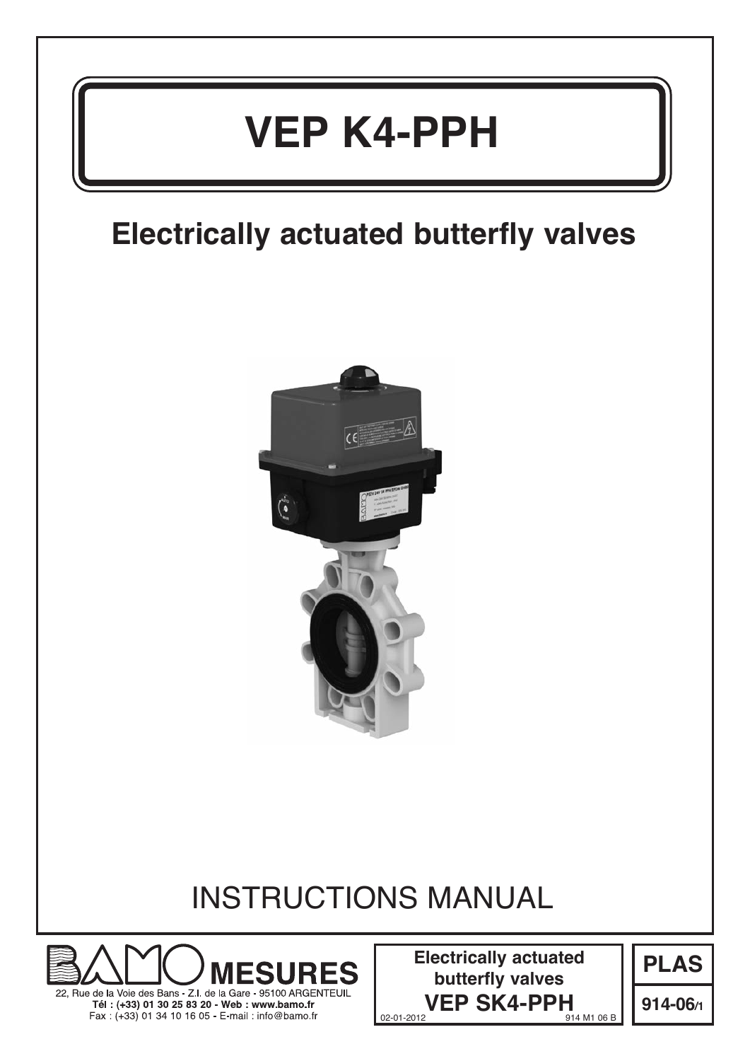# VEP K4-PPH

## Electrically actuated butterfly valves

INSTRUCTIONS MANUAL

**MESURES**

22, Rue de la Voie des Bans - Z.I. de la Gare - 95100 ARGENTEUIL
**Tél : (+33) 01 30 25 83 20 - Web : www.bamo.fr**
Fax : (+33) 01 34 10 16 05 - E-mail : info@bamo.fr

**Electrically actuated butterfly valves**
**VEP SK4-PPH**

02-01-2012 914 M1 06 B

**PLAS**

**914-06/1**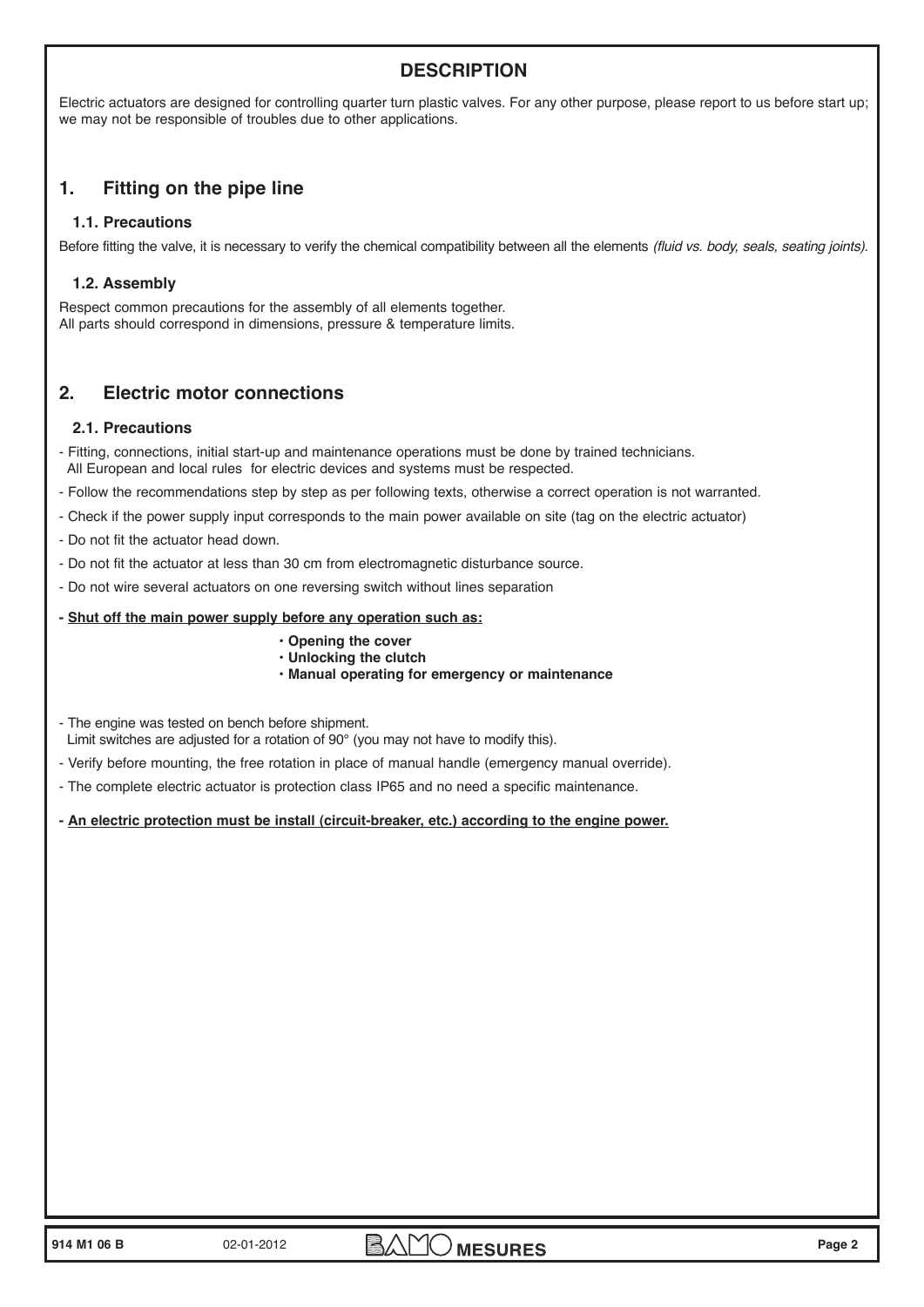## DESCRIPTION

Electric actuators are designed for controlling quarter turn plastic valves. For any other purpose, please report to us before start up; we may not be responsible of troubles due to other applications.

## 1. Fitting on the pipe line

### 1.1. Precautions

Before fitting the valve, it is necessary to verify the chemical compatibility between all the elements *(fluid vs. body, seals, seating joints)*.

### 1.2. Assembly

Respect common precautions for the assembly of all elements together.
All parts should correspond in dimensions, pressure & temperature limits.

## 2. Electric motor connections

### 2.1. Precautions

- Fitting, connections, initial start-up and maintenance operations must be done by trained technicians. All European and local rules for electric devices and systems must be respected.
- Follow the recommendations step by step as per following texts, otherwise a correct operation is not warranted.
- Check if the power supply input corresponds to the main power available on site (tag on the electric actuator)
- Do not fit the actuator head down.
- Do not fit the actuator at less than 30 cm from electromagnetic disturbance source.
- Do not wire several actuators on one reversing switch without lines separation
- **Shut off the main power supply before any operation such as:**
  - **Opening the cover**
  - **Unlocking the clutch**
  - **Manual operating for emergency or maintenance**
- The engine was tested on bench before shipment. Limit switches are adjusted for a rotation of 90° (you may not have to modify this).
- Verify before mounting, the free rotation in place of manual handle (emergency manual override).
- The complete electric actuator is protection class IP65 and no need a specific maintenance.
- **An electric protection must be install (circuit-breaker, etc.) according to the engine power.**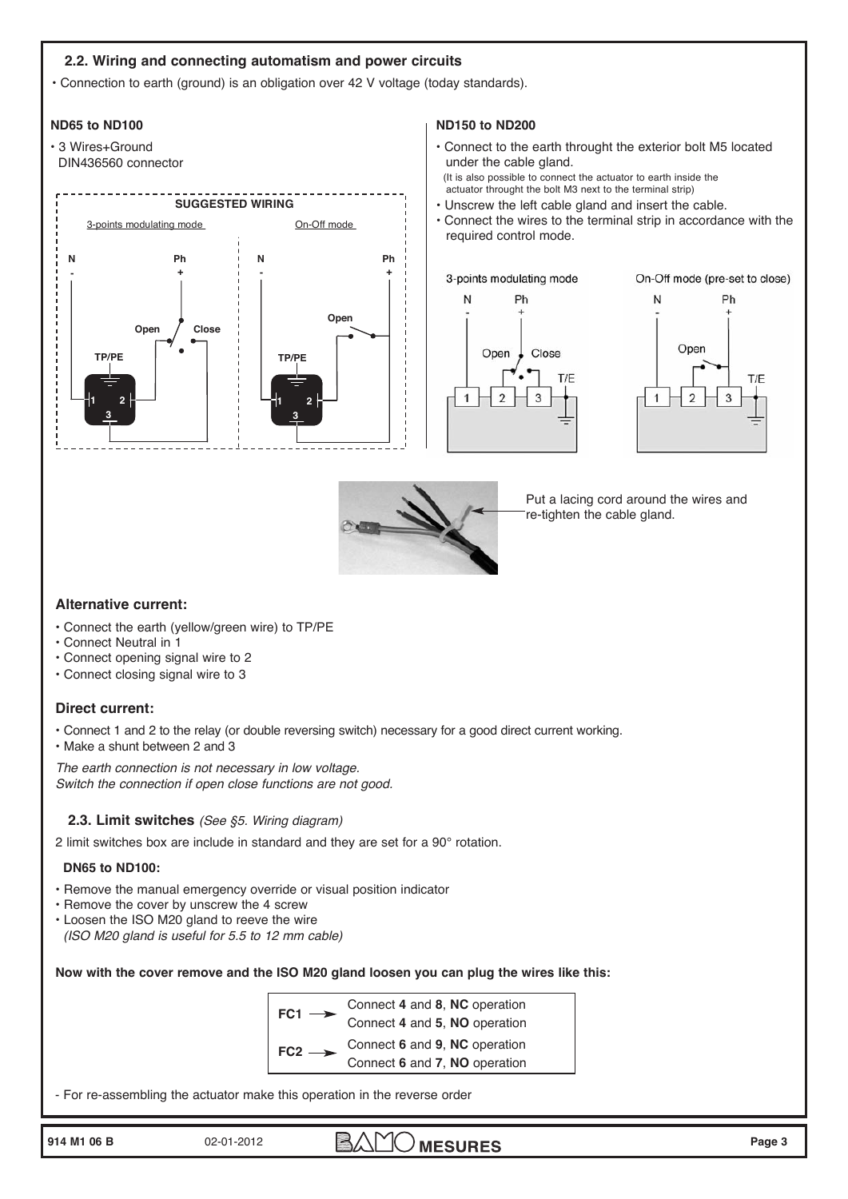## 2.2. Wiring and connecting automatism and power circuits

- Connection to earth (ground) is an obligation over 42 V voltage (today standards).

### ND65 to ND100

- 3 Wires+Ground
  DIN436560 connector

SUGGESTED WIRING

3-points modulating mode | On-Off mode

### ND150 to ND200

- Connect to the earth throught the exterior bolt M5 located under the cable gland.
  (It is also possible to connect the actuator to earth inside the actuator throught the bolt M3 next to the terminal strip)
- Unscrew the left cable gland and insert the cable.
- Connect the wires to the terminal strip in accordance with the required control mode.

3-points modulating mode | On-Off mode (pre-set to close)

Put a lacing cord around the wires and re-tighten the cable gland.

### Alternative current:

- Connect the earth (yellow/green wire) to TP/PE
- Connect Neutral in 1
- Connect opening signal wire to 2
- Connect closing signal wire to 3

### Direct current:

- Connect 1 and 2 to the relay (or double reversing switch) necessary for a good direct current working.
- Make a shunt between 2 and 3

*The earth connection is not necessary in low voltage.*
*Switch the connection if open close functions are not good.*

## 2.3. Limit switches *(See §5. Wiring diagram)*

2 limit switches box are include in standard and they are set for a 90° rotation.

### DN65 to ND100:

- Remove the manual emergency override or visual position indicator
- Remove the cover by unscrew the 4 screw
- Loosen the ISO M20 gland to reeve the wire
  *(ISO M20 gland is useful for 5.5 to 12 mm cable)*

**Now with the cover remove and the ISO M20 gland loosen you can plug the wires like this:**

| | |
|---|---|
| FC1 → | Connect **4** and **8**, **NC** operation |
| | Connect **4** and **5**, **NO** operation |
| FC2 → | Connect **6** and **9**, **NC** operation |
| | Connect **6** and **7**, **NO** operation |

- For re-assembling the actuator make this operation in the reverse order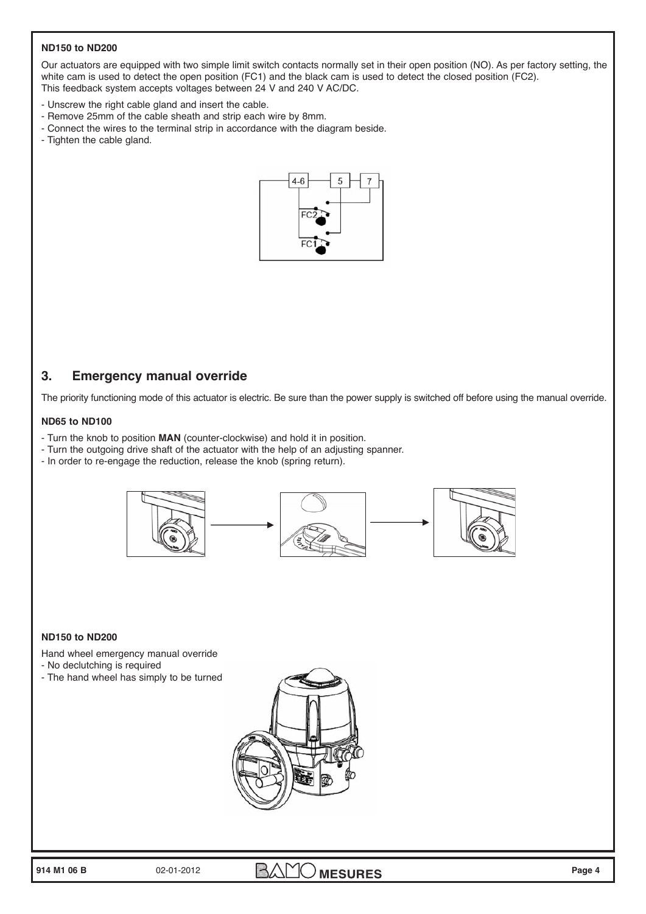**ND150 to ND200**

Our actuators are equipped with two simple limit switch contacts normally set in their open position (NO). As per factory setting, the white cam is used to detect the open position (FC1) and the black cam is used to detect the closed position (FC2).
This feedback system accepts voltages between 24 V and 240 V AC/DC.

- Unscrew the right cable gland and insert the cable.
- Remove 25mm of the cable sheath and strip each wire by 8mm.
- Connect the wires to the terminal strip in accordance with the diagram beside.
- Tighten the cable gland.

## 3. Emergency manual override

The priority functioning mode of this actuator is electric. Be sure than the power supply is switched off before using the manual override.

**ND65 to ND100**

- Turn the knob to position **MAN** (counter-clockwise) and hold it in position.
- Turn the outgoing drive shaft of the actuator with the help of an adjusting spanner.
- In order to re-engage the reduction, release the knob (spring return).

**ND150 to ND200**

Hand wheel emergency manual override
- No declutching is required
- The hand wheel has simply to be turned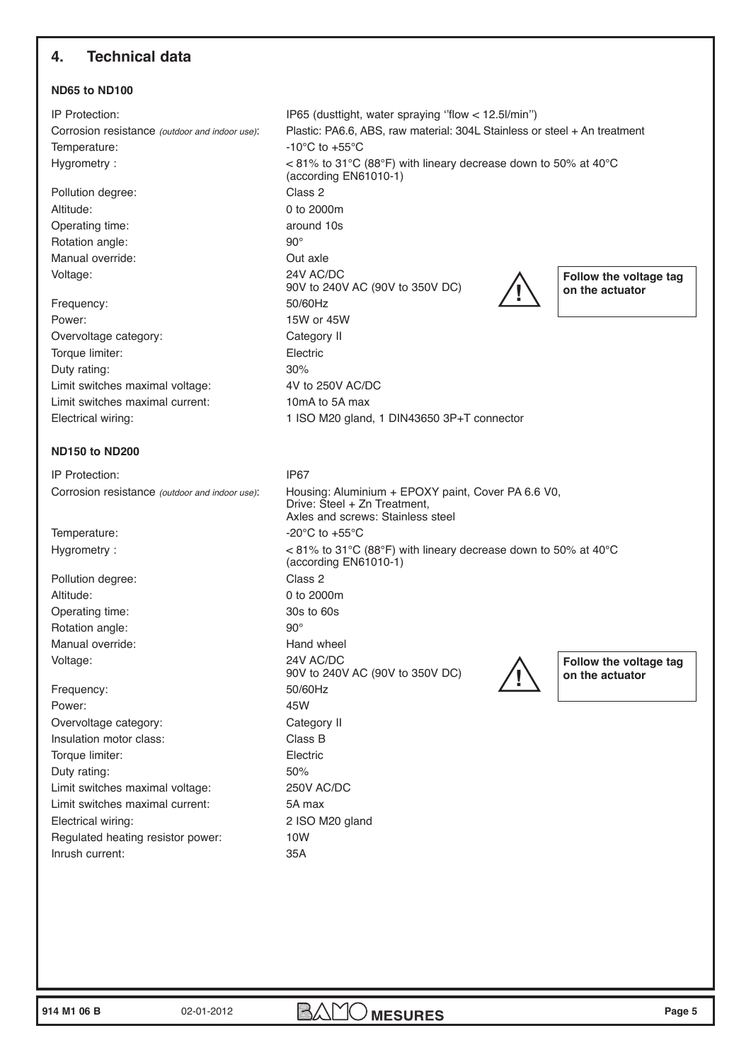## 4. Technical data

### ND65 to ND100

| | |
|---|---|
| IP Protection: | IP65 (dusttight, water spraying ''flow < 12.5l/min'') |
| Corrosion resistance *(outdoor and indoor use)*: | Plastic: PA6.6, ABS, raw material: 304L Stainless or steel + An treatment |
| Temperature: | -10°C to +55°C |
| Hygrometry : | < 81% to 31°C (88°F) with lineary decrease down to 50% at 40°C (according EN61010-1) |
| Pollution degree: | Class 2 |
| Altitude: | 0 to 2000m |
| Operating time: | around 10s |
| Rotation angle: | 90° |
| Manual override: | Out axle |
| Voltage: | 24V AC/DC<br>90V to 240V AC (90V to 350V DC) |
| Frequency: | 50/60Hz |
| Power: | 15W or 45W |
| Overvoltage category: | Category II |
| Torque limiter: | Electric |
| Duty rating: | 30% |
| Limit switches maximal voltage: | 4V to 250V AC/DC |
| Limit switches maximal current: | 10mA to 5A max |
| Electrical wiring: | 1 ISO M20 gland, 1 DIN43650 3P+T connector |

**Follow the voltage tag on the actuator**

### ND150 to ND200

| | |
|---|---|
| IP Protection: | IP67 |
| Corrosion resistance *(outdoor and indoor use)*: | Housing: Aluminium + EPOXY paint, Cover PA 6.6 V0,<br>Drive: Steel + Zn Treatment,<br>Axles and screws: Stainless steel |
| Temperature: | -20°C to +55°C |
| Hygrometry : | < 81% to 31°C (88°F) with lineary decrease down to 50% at 40°C (according EN61010-1) |
| Pollution degree: | Class 2 |
| Altitude: | 0 to 2000m |
| Operating time: | 30s to 60s |
| Rotation angle: | 90° |
| Manual override: | Hand wheel |
| Voltage: | 24V AC/DC<br>90V to 240V AC (90V to 350V DC) |
| Frequency: | 50/60Hz |
| Power: | 45W |
| Overvoltage category: | Category II |
| Insulation motor class: | Class B |
| Torque limiter: | Electric |
| Duty rating: | 50% |
| Limit switches maximal voltage: | 250V AC/DC |
| Limit switches maximal current: | 5A max |
| Electrical wiring: | 2 ISO M20 gland |
| Regulated heating resistor power: | 10W |
| Inrush current: | 35A |

**Follow the voltage tag on the actuator**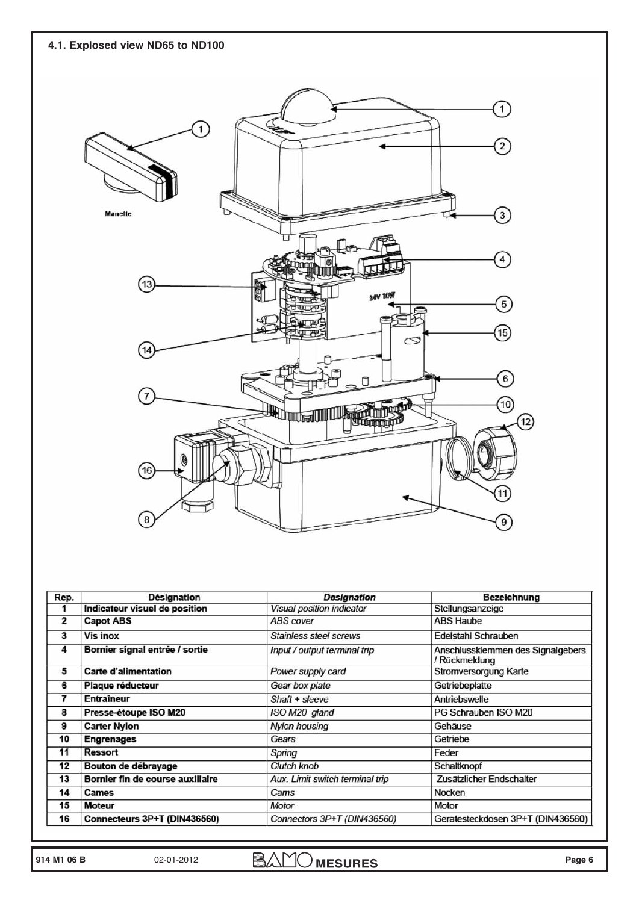## 4.1. Explosed view ND65 to ND100

| Rep. | Désignation | *Designation* | Bezeichnung |
|---|---|---|---|
| **1** | **Indicateur visuel de position** | *Visual position indicator* | Stellungsanzeige |
| **2** | **Capot ABS** | *ABS cover* | ABS Haube |
| **3** | **Vis inox** | *Stainless steel screws* | Edelstahl Schrauben |
| **4** | **Bornier signal entrée / sortie** | *Input / output terminal trip* | Anschlussklemmen des Signalgebers / Rückmeldung |
| **5** | **Carte d'alimentation** | *Power supply card* | Stromversorgung Karte |
| **6** | **Plaque réducteur** | *Gear box plate* | Getriebeplatte |
| **7** | **Entraîneur** | *Shaft + sleeve* | Antriebswelle |
| **8** | **Presse-étoupe ISO M20** | *ISO M20 gland* | PG Schrauben ISO M20 |
| **9** | **Carter Nylon** | *Nylon housing* | Gehäuse |
| **10** | **Engrenages** | *Gears* | Getriebe |
| **11** | **Ressort** | *Spring* | Feder |
| **12** | **Bouton de débrayage** | *Clutch knob* | Schaltknopf |
| **13** | **Bornier fin de course auxiliaire** | *Aux. Limit switch terminal trip* | Zusätzlicher Endschalter |
| **14** | **Cames** | *Cams* | Nocken |
| **15** | **Moteur** | *Motor* | Motor |
| **16** | **Connecteurs 3P+T (DIN436560)** | *Connectors 3P+T (DIN436560)* | Gerätesteckdosen 3P+T (DIN436560) |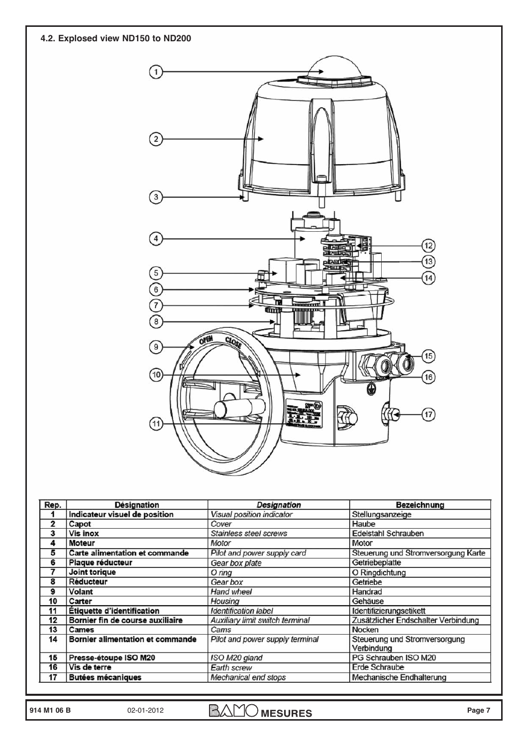### 4.2. Explosed view ND150 to ND200

| Rep. | Désignation | *Designation* | Bezeichnung |
|---|---|---|---|
| 1 | **Indicateur visuel de position** | *Visual position indicator* | Stellungsanzeige |
| 2 | **Capot** | *Cover* | Haube |
| 3 | **Vis inox** | *Stainless steel screws* | Edelstahl Schrauben |
| 4 | **Moteur** | *Motor* | Motor |
| 5 | **Carte alimentation et commande** | *Pilot and power supply card* | Steuerung und Stromversorgung Karte |
| 6 | **Plaque réducteur** | *Gear box plate* | Getriebeplatte |
| 7 | **Joint torique** | *O ring* | O Ringdichtung |
| 8 | **Réducteur** | *Gear box* | Getriebe |
| 9 | **Volant** | *Hand wheel* | Handrad |
| 10 | **Carter** | *Housing* | Gehäuse |
| 11 | **Étiquette d'identification** | *Identification label* | Identifizierungsetikett |
| 12 | **Bornier fin de course auxiliaire** | *Auxiliary limit switch terminal* | Zusätzlicher Endschalter Verbindung |
| 13 | **Cames** | *Cams* | Nocken |
| 14 | **Bornier alimentation et commande** | *Pilot and power supply terminal* | Steuerung und Stromversorgung Verbindung |
| 15 | **Presse-étoupe ISO M20** | *ISO M20 gland* | PG Schrauben ISO M20 |
| 16 | **Vis de terre** | *Earth screw* | Erde Schraube |
| 17 | **Butées mécaniques** | *Mechanical end stops* | Mechanische Endhalterung |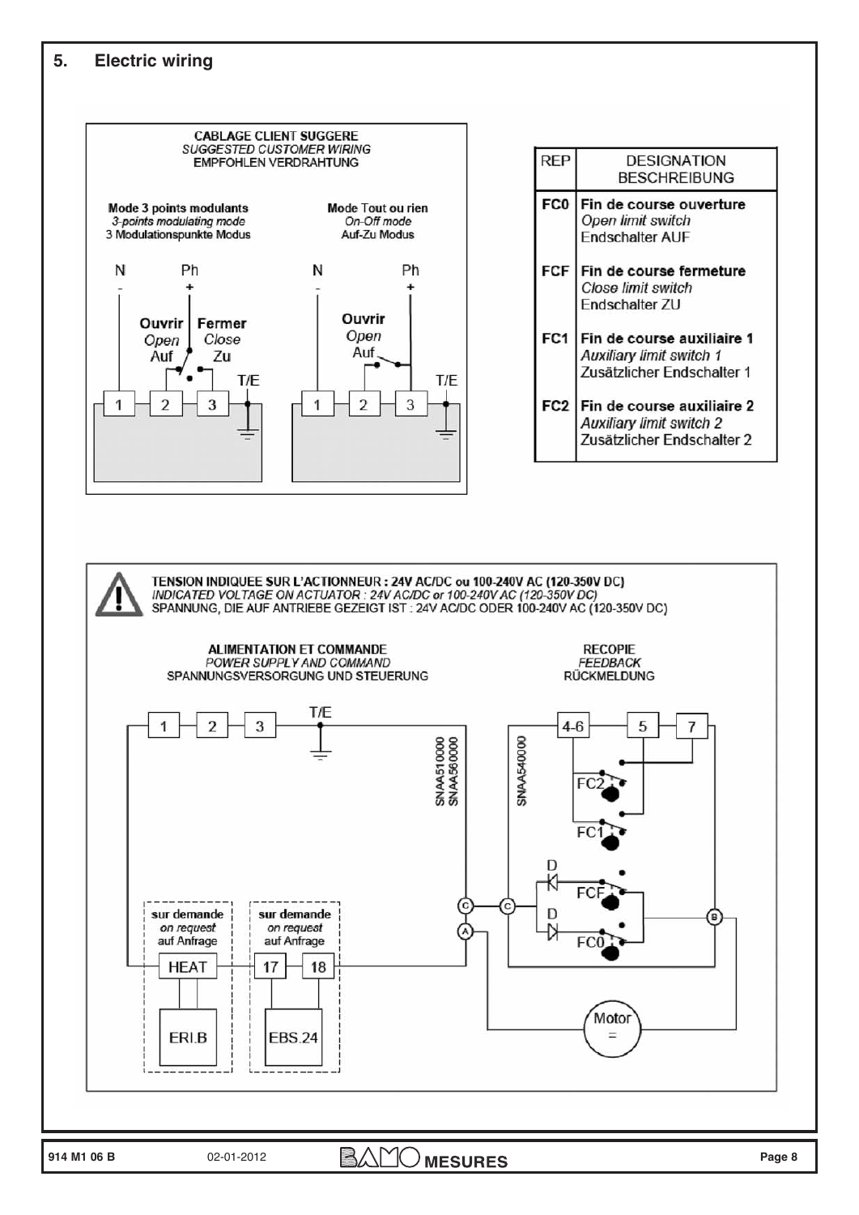## 5. Electric wiring

**CABLAGE CLIENT SUGGERE**
*SUGGESTED CUSTOMER WIRING*
EMPFOHLEN VERDRAHTUNG

**Mode 3 points modulants**
*3-points modulating mode*
3 Modulationspunkte Modus

N
-
Ph
+
**Ouvrir**
*Open*
Auf
**Fermer**
*Close*
Zu
T/E
1 2 3

**Mode Tout ou rien**
*On-Off mode*
Auf-Zu Modus

N
-
Ph
+
**Ouvrir**
*Open*
Auf
T/E
1 2 3

| REP | DESIGNATION BESCHREIBUNG |
|---|---|
| **FC0** | **Fin de course ouverture** *Open limit switch* Endschalter AUF |
| **FCF** | **Fin de course fermeture** *Close limit switch* Endschalter ZU |
| **FC1** | **Fin de course auxiliaire 1** *Auxiliary limit switch 1* Zusätzlicher Endschalter 1 |
| **FC2** | **Fin de course auxiliaire 2** *Auxiliary limit switch 2* Zusätzlicher Endschalter 2 |

**TENSION INDIQUEE SUR L'ACTIONNEUR : 24V AC/DC ou 100-240V AC (120-350V DC)**
*INDICATED VOLTAGE ON ACTUATOR : 24V AC/DC or 100-240V AC (120-350V DC)*
SPANNUNG, DIE AUF ANTRIEBE GEZEIGT IST : 24V AC/DC ODER 100-240V AC (120-350V DC)

**ALIMENTATION ET COMMANDE**
*POWER SUPPLY AND COMMAND*
SPANNUNGSVERSORGUNG UND STEUERUNG

**RECOPIE**
*FEEDBACK*
RÜCKMELDUNG

1 2 3 T/E

SNAA510000
SNAA560000

SNAA540000

4-6 5 7

FC2
FC1
D
FCF
D
FC0

C C A B

**sur demande**
*on request*
auf Anfrage
HEAT
ERI.B

**sur demande**
*on request*
auf Anfrage
17 18
EBS.24

Motor
=